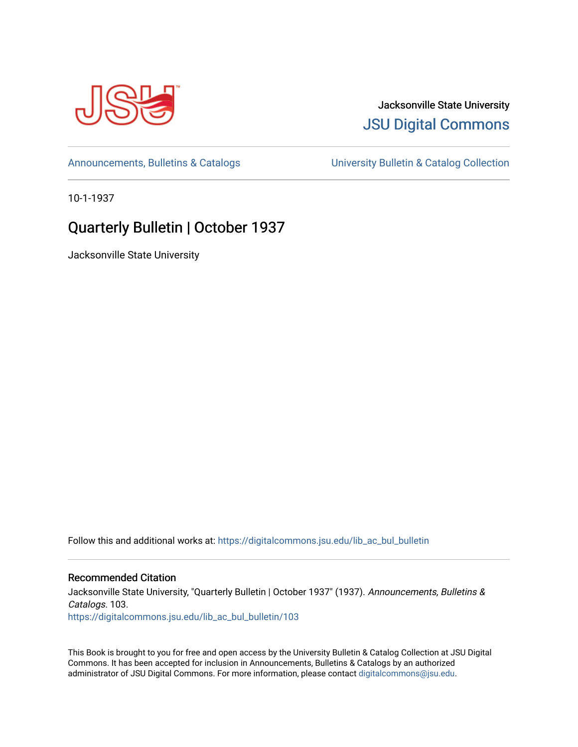Jacksonville State University

JSU Digital Commons

Announcements, Bulletins & Catalogs

University Bulletin & Catalog Collection

10-1-1937

# Quarterly Bulletin | October 1937

Jacksonville State University

Follow this and additional works at: https://digitalcommons.jsu.edu/lib_ac_bul_bulletin

## Recommended Citation

Jacksonville State University, "Quarterly Bulletin | October 1937" (1937). *Announcements, Bulletins & Catalogs*. 103.
https://digitalcommons.jsu.edu/lib_ac_bul_bulletin/103

This Book is brought to you for free and open access by the University Bulletin & Catalog Collection at JSU Digital Commons. It has been accepted for inclusion in Announcements, Bulletins & Catalogs by an authorized administrator of JSU Digital Commons. For more information, please contact digitalcommons@jsu.edu.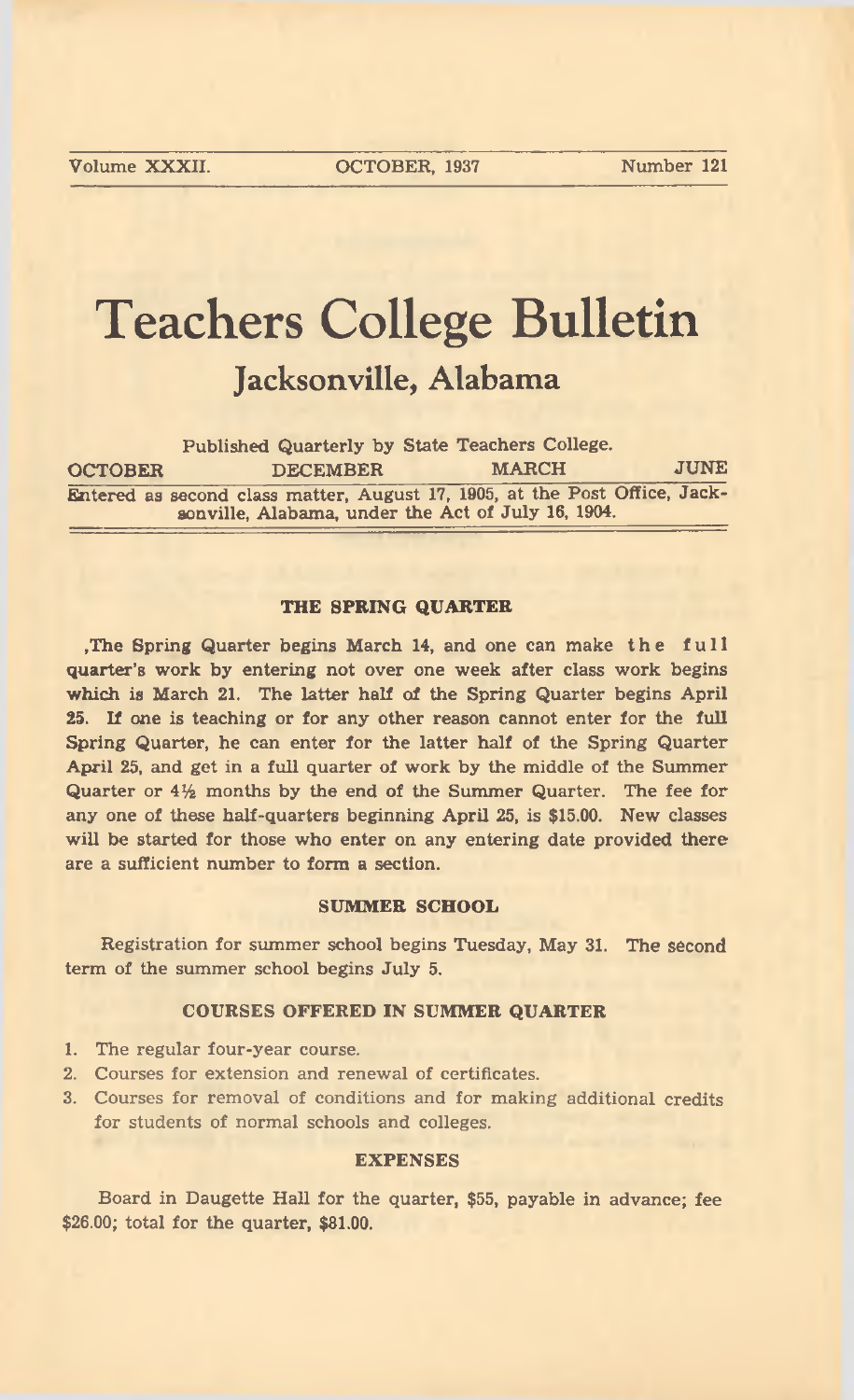Volume XXXII. OCTOBER, 1937 Number 121

# Teachers College Bulletin

## Jacksonville, Alabama

Published Quarterly by State Teachers College.

OCTOBER DECEMBER MARCH JUNE

Entered as second class matter, August 17, 1905, at the Post Office, Jacksonville, Alabama, under the Act of July 16, 1904.

### THE SPRING QUARTER

,The Spring Quarter begins March 14, and one can make the full quarter's work by entering not over one week after class work begins which is March 21. The latter half of the Spring Quarter begins April 25. If one is teaching or for any other reason cannot enter for the full Spring Quarter, he can enter for the latter half of the Spring Quarter April 25, and get in a full quarter of work by the middle of the Summer Quarter or 4½ months by the end of the Summer Quarter. The fee for any one of these half-quarters beginning April 25, is $15.00. New classes will be started for those who enter on any entering date provided there are a sufficient number to form a section.

### SUMMER SCHOOL

Registration for summer school begins Tuesday, May 31. The second term of the summer school begins July 5.

### COURSES OFFERED IN SUMMER QUARTER

1. The regular four-year course.
2. Courses for extension and renewal of certificates.
3. Courses for removal of conditions and for making additional credits for students of normal schools and colleges.

### EXPENSES

Board in Daugette Hall for the quarter, $55, payable in advance; fee $26.00; total for the quarter, $81.00.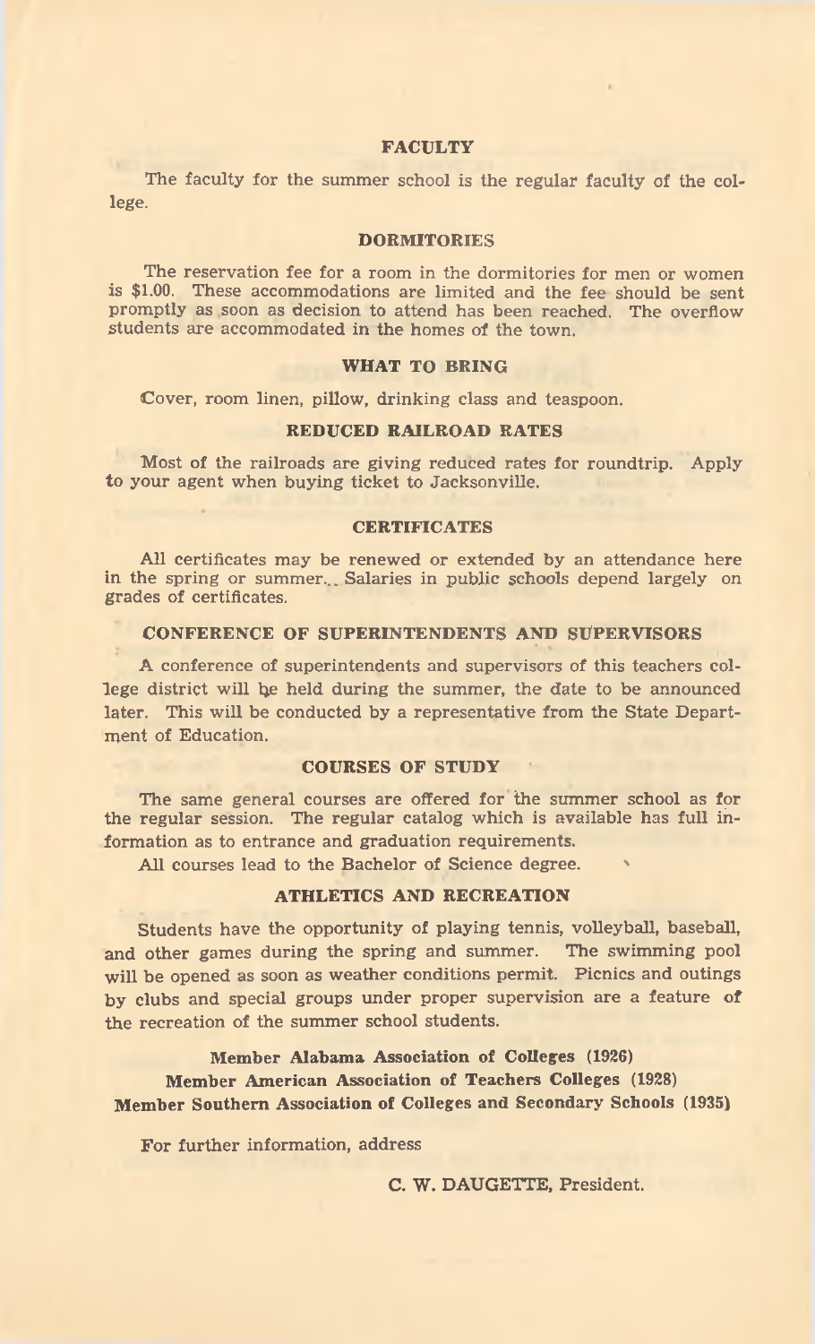## FACULTY

The faculty for the summer school is the regular faculty of the college.

## DORMITORIES

The reservation fee for a room in the dormitories for men or women is $1.00. These accommodations are limited and the fee should be sent promptly as soon as decision to attend has been reached. The overflow students are accommodated in the homes of the town.

## WHAT TO BRING

Cover, room linen, pillow, drinking class and teaspoon.

## REDUCED RAILROAD RATES

Most of the railroads are giving reduced rates for roundtrip. Apply to your agent when buying ticket to Jacksonville.

## CERTIFICATES

All certificates may be renewed or extended by an attendance here in the spring or summer.. Salaries in public schools depend largely on grades of certificates.

## CONFERENCE OF SUPERINTENDENTS AND SUPERVISORS

A conference of superintendents and supervisors of this teachers college district will be held during the summer, the date to be announced later. This will be conducted by a representative from the State Department of Education.

## COURSES OF STUDY

The same general courses are offered for the summer school as for the regular session. The regular catalog which is available has full information as to entrance and graduation requirements.

All courses lead to the Bachelor of Science degree.

## ATHLETICS AND RECREATION

Students have the opportunity of playing tennis, volleyball, baseball, and other games during the spring and summer. The swimming pool will be opened as soon as weather conditions permit. Picnics and outings by clubs and special groups under proper supervision are a feature of the recreation of the summer school students.

**Member Alabama Association of Colleges (1926)**
**Member American Association of Teachers Colleges (1928)**
**Member Southern Association of Colleges and Secondary Schools (1935)**

For further information, address

C. W. DAUGETTE, President.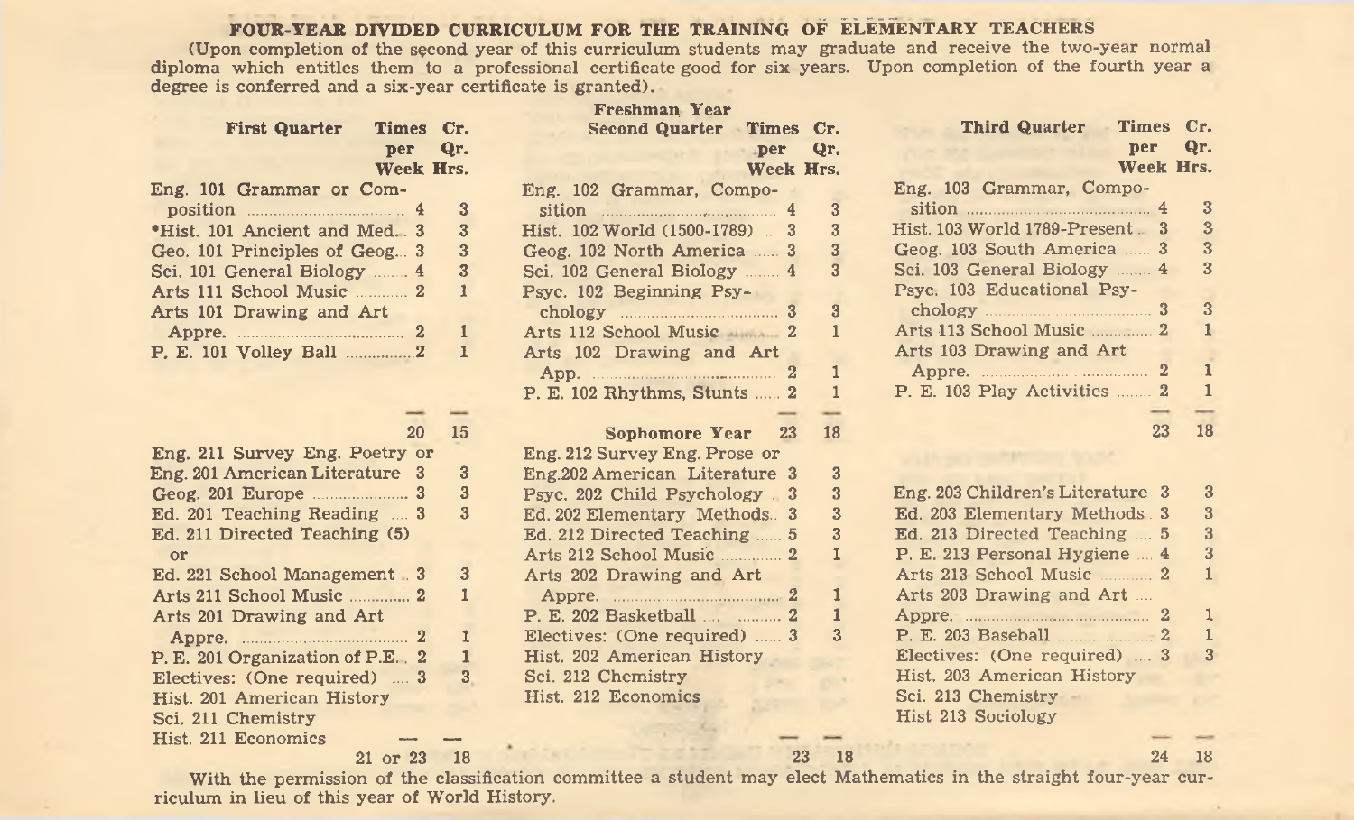## FOUR-YEAR DIVIDED CURRICULUM FOR THE TRAINING OF ELEMENTARY TEACHERS

(Upon completion of the second year of this curriculum students may graduate and receive the two-year normal diploma which entitles them to a professional certificate good for six years. Upon completion of the fourth year a degree is conferred and a six-year certificate is granted).

### Freshman Year

| First Quarter | Times per Week | Cr. Qr. Hrs. |
|---|---|---|
| Eng. 101 Grammar or Composition | 4 | 3 |
| *Hist. 101 Ancient and Med. | 3 | 3 |
| Geo. 101 Principles of Geog. | 3 | 3 |
| Sci. 101 General Biology | 4 | 3 |
| Arts 111 School Music | 2 | 1 |
| Arts 101 Drawing and Art Appre. | 2 | 1 |
| P. E. 101 Volley Ball | 2 | 1 |
| | 20 | 15 |

| Second Quarter | Times per Week | Cr. Qr. Hrs. |
|---|---|---|
| Eng. 102 Grammar, Composition | 4 | 3 |
| Hist. 102 World (1500-1789) | 3 | 3 |
| Geog. 102 North America | 3 | 3 |
| Sci. 102 General Biology | 4 | 3 |
| Psyc. 102 Beginning Psychology | 3 | 3 |
| Arts 112 School Music | 2 | 1 |
| Arts 102 Drawing and Art App. | 2 | 1 |
| P. E. 102 Rhythms, Stunts | 2 | 1 |
| | 23 | 18 |

| Third Quarter | Times per Week | Cr. Qr. Hrs. |
|---|---|---|
| Eng. 103 Grammar, Composition | 4 | 3 |
| Hist. 103 World 1789-Present | 3 | 3 |
| Geog. 103 South America | 3 | 3 |
| Sci. 103 General Biology | 4 | 3 |
| Psyc. 103 Educational Psychology | 3 | 3 |
| Arts 113 School Music | 2 | 1 |
| Arts 103 Drawing and Art Appre. | 2 | 1 |
| P. E. 103 Play Activities | 2 | 1 |
| | 23 | 18 |

### Sophomore Year

| First Quarter | Times per Week | Cr. Qr. Hrs. |
|---|---|---|
| Eng. 211 Survey Eng. Poetry or Eng. 201 American Literature | 3 | 3 |
| Geog. 201 Europe | 3 | 3 |
| Ed. 201 Teaching Reading | 3 | 3 |
| Ed. 211 Directed Teaching (5) or Ed. 221 School Management | 3 | 3 |
| Arts 211 School Music | 2 | 1 |
| Arts 201 Drawing and Art Appre. | 2 | 1 |
| P. E. 201 Organization of P.E. | 2 | 1 |
| Electives: (One required) | 3 | 3 |
| Hist. 201 American History | | |
| Sci. 211 Chemistry | | |
| Hist. 211 Economics | | |
| | 21 or 23 | 18 |

| Second Quarter | Times per Week | Cr. Qr. Hrs. |
|---|---|---|
| Eng. 212 Survey Eng. Prose or Eng. 202 American Literature | 3 | 3 |
| Psyc. 202 Child Psychology | 3 | 3 |
| Ed. 202 Elementary Methods | 3 | 3 |
| Ed. 212 Directed Teaching | 5 | 3 |
| Arts 212 School Music | 2 | 1 |
| Arts 202 Drawing and Art Appre. | 2 | 1 |
| P. E. 202 Basketball | 2 | 1 |
| Electives: (One required) | 3 | 3 |
| Hist. 202 American History | | |
| Sci. 212 Chemistry | | |
| Hist. 212 Economics | | |
| | 23 | 18 |

| Third Quarter | Times per Week | Cr. Qr. Hrs. |
|---|---|---|
| Eng. 203 Children's Literature | 3 | 3 |
| Ed. 203 Elementary Methods | 3 | 3 |
| Ed. 213 Directed Teaching | 5 | 3 |
| P. E. 213 Personal Hygiene | 4 | 3 |
| Arts 213 School Music | 2 | 1 |
| Arts 203 Drawing and Art Appre. | 2 | 1 |
| P. E. 203 Baseball | 2 | 1 |
| Electives: (One required) | 3 | 3 |
| Hist. 203 American History | | |
| Sci. 213 Chemistry | | |
| Hist 213 Sociology | | |
| | 24 | 18 |

With the permission of the classification committee a student may elect Mathematics in the straight four-year curriculum in lieu of this year of World History.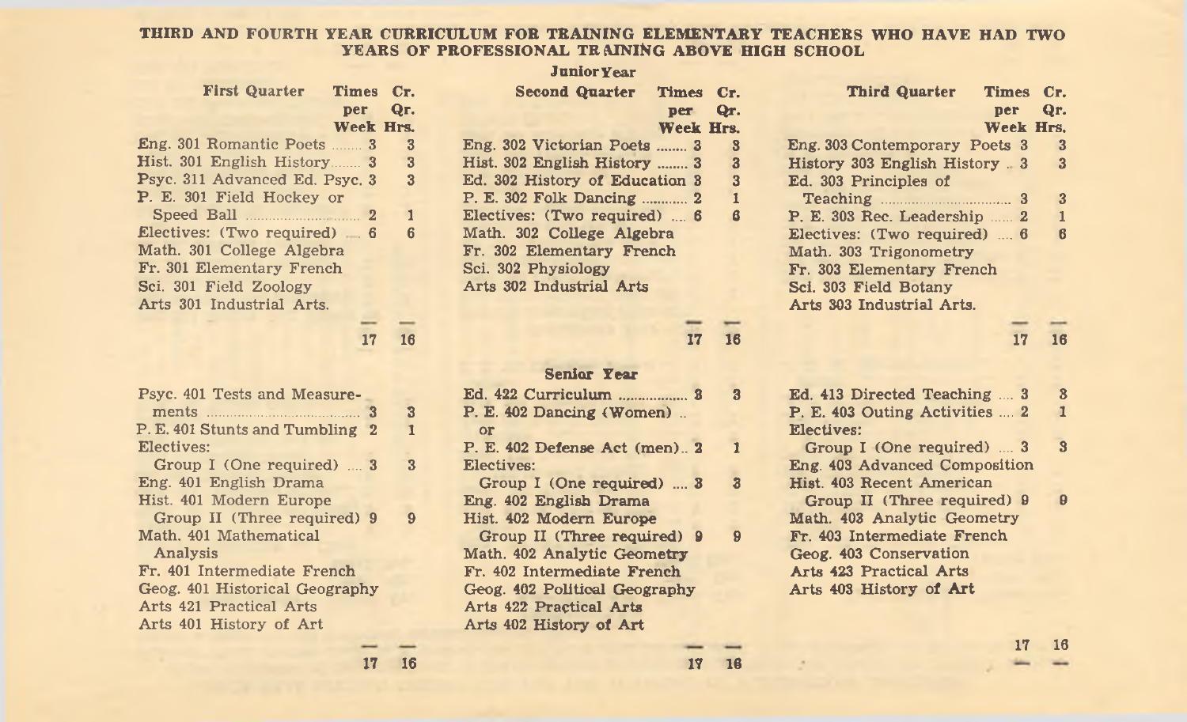## THIRD AND FOURTH YEAR CURRICULUM FOR TRAINING ELEMENTARY TEACHERS WHO HAVE HAD TWO YEARS OF PROFESSIONAL TRAINING ABOVE HIGH SCHOOL

### Junior Year

| First Quarter | Times per Week | Cr. Qr. Hrs. |
|---|---|---|
| Eng. 301 Romantic Poets | 3 | 3 |
| Hist. 301 English History | 3 | 3 |
| Psyc. 311 Advanced Ed. Psyc. | 3 | 3 |
| P. E. 301 Field Hockey or Speed Ball | 2 | 1 |
| Electives: (Two required) | 6 | 6 |
| Math. 301 College Algebra | | |
| Fr. 301 Elementary French | | |
| Sci. 301 Field Zoology | | |
| Arts 301 Industrial Arts. | | |
| | 17 | 16 |

| Second Quarter | Times per Week | Cr. Qr. Hrs. |
|---|---|---|
| Eng. 302 Victorian Poets | 3 | 3 |
| Hist. 302 English History | 3 | 3 |
| Ed. 302 History of Education | 3 | 3 |
| P. E. 302 Folk Dancing | 2 | 1 |
| Electives: (Two required) | 6 | 6 |
| Math. 302 College Algebra | | |
| Fr. 302 Elementary French | | |
| Sci. 302 Physiology | | |
| Arts 302 Industrial Arts | | |
| | 17 | 16 |

| Third Quarter | Times per Week | Cr. Qr. Hrs. |
|---|---|---|
| Eng. 303 Contemporary Poets | 3 | 3 |
| History 303 English History | 3 | 3 |
| Ed. 303 Principles of Teaching | 3 | 3 |
| P. E. 303 Rec. Leadership | 2 | 1 |
| Electives: (Two required) | 6 | 6 |
| Math. 303 Trigonometry | | |
| Fr. 303 Elementary French | | |
| Sci. 303 Field Botany | | |
| Arts 303 Industrial Arts. | | |
| | 17 | 16 |

### Senior Year

| First Quarter | Times per Week | Cr. Qr. Hrs. |
|---|---|---|
| Psyc. 401 Tests and Measurements | 3 | 3 |
| P. E. 401 Stunts and Tumbling | 2 | 1 |
| Electives: | | |
| Group I (One required) | 3 | 3 |
| Eng. 401 English Drama | | |
| Hist. 401 Modern Europe | | |
| Group II (Three required) | 9 | 9 |
| Math. 401 Mathematical Analysis | | |
| Fr. 401 Intermediate French | | |
| Geog. 401 Historical Geography | | |
| Arts 421 Practical Arts | | |
| Arts 401 History of Art | | |
| | 17 | 16 |

| Second Quarter | Times per Week | Cr. Qr. Hrs. |
|---|---|---|
| Ed. 422 Curriculum | 3 | 3 |
| P. E. 402 Dancing (Women) or | | |
| P. E. 402 Defense Act (men) | 2 | 1 |
| Electives: | | |
| Group I (One required) | 3 | 3 |
| Eng. 402 English Drama | | |
| Hist. 402 Modern Europe | | |
| Group II (Three required) | 9 | 9 |
| Math. 402 Analytic Geometry | | |
| Fr. 402 Intermediate French | | |
| Geog. 402 Political Geography | | |
| Arts 422 Practical Arts | | |
| Arts 402 History of Art | | |
| | 17 | 16 |

| Third Quarter | Times per Week | Cr. Qr. Hrs. |
|---|---|---|
| Ed. 413 Directed Teaching | 3 | 3 |
| P. E. 403 Outing Activities | 2 | 1 |
| Electives: | | |
| Group I (One required) | 3 | 3 |
| Eng. 403 Advanced Composition | | |
| Hist. 403 Recent American | | |
| Group II (Three required) | 9 | 9 |
| Math. 403 Analytic Geometry | | |
| Fr. 403 Intermediate French | | |
| Geog. 403 Conservation | | |
| Arts 423 Practical Arts | | |
| Arts 403 History of Art | | |
| | 17 | 16 |